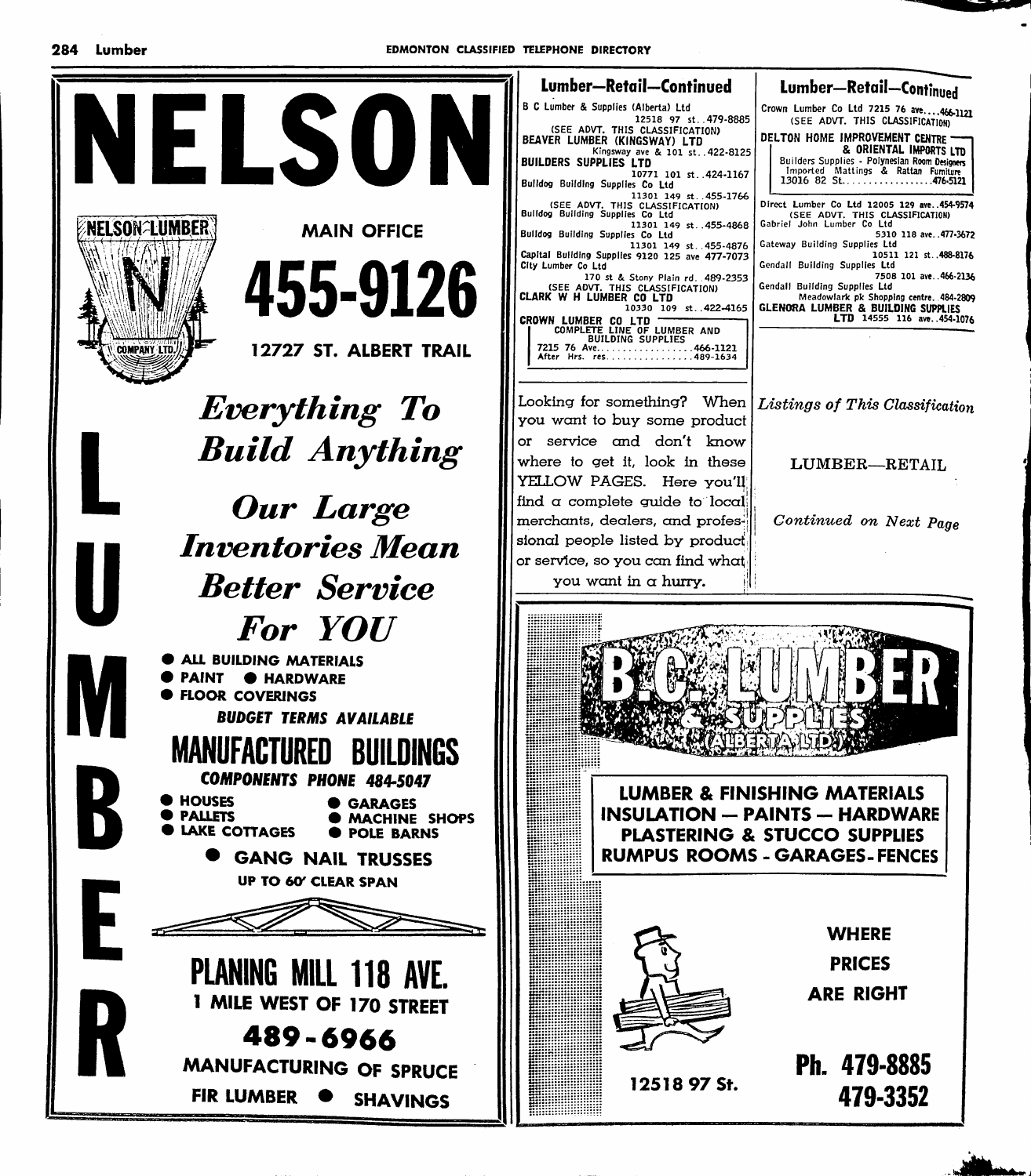# NELSON LUMBER

NELSON LUMBER COMPANY LTD.

**MAIN OFFICE**

# 455-9126

**12727 ST. ALBERT TRAIL**

***Everything To Build Anything***

***Our Large Inventories Mean Better Service For YOU***

- ALL BUILDING MATERIALS
- PAINT
- HARDWARE
- FLOOR COVERINGS

***BUDGET TERMS AVAILABLE***

## MANUFACTURED BUILDINGS

***COMPONENTS PHONE 484-5047***

- HOUSES
- GARAGES
- PALLETS
- MACHINE SHOPS
- LAKE COTTAGES
- POLE BARNS
- GANG NAIL TRUSSES

UP TO 60' CLEAR SPAN

## PLANING MILL 118 AVE.

**1 MILE WEST OF 170 STREET**

**489-6966**

**MANUFACTURING OF SPRUCE FIR LUMBER • SHAVINGS**

## Lumber—Retail—Continued

B C Lumber & Supplies (Alberta) Ltd 12518 97 st..479-8885
(SEE ADVT. THIS CLASSIFICATION)

**BEAVER LUMBER (KINGSWAY) LTD** Kingsway ave & 101 st..422-8125

**BUILDERS SUPPLIES LTD** 10771 101 st..424-1167

Bulldog Building Supplies Co Ltd 11301 149 st..455-1766
(SEE ADVT. THIS CLASSIFICATION)

Bulldog Building Supplies Co Ltd 11301 149 st..455-4868

Bulldog Building Supplies Co Ltd 11301 149 st..455-4876

Capital Building Supplies 9120 125 ave 477-7073

City Lumber Co Ltd 170 st & Stony Plain rd..489-2353
(SEE ADVT. THIS CLASSIFICATION)

**CLARK W H LUMBER CO LTD** 10330 109 st..422-4165

**CROWN LUMBER CO LTD**
COMPLETE LINE OF LUMBER AND BUILDING SUPPLIES
7215 76 Ave....466-1121
After Hrs. res....489-1634

Crown Lumber Co Ltd 7215 76 ave....466-1121
(SEE ADVT. THIS CLASSIFICATION)

**DELTON HOME IMPROVEMENT CENTRE & ORIENTAL IMPORTS LTD**
Builders Supplies - Polynesian Room Designers
Imported Mattings & Rattan Furniture
13016 82 St....476-5121

Direct Lumber Co Ltd 12005 129 ave..454-9574
(SEE ADVT. THIS CLASSIFICATION)

Gabriel John Lumber Co Ltd 5310 118 ave..477-3672

Gateway Building Supplies Ltd 10511 121 st..488-8176

Gendall Building Supplies Ltd 7508 101 ave..466-2136

Gendall Building Supplies Ltd Meadowlark pk Shopping centre..484-2809

**GLENORA LUMBER & BUILDING SUPPLIES LTD** 14555 116 ave..454-1076

Looking for something? When you want to buy some product or service and don't know where to get it, look in these YELLOW PAGES. Here you'll find a complete guide to local merchants, dealers, and professional people listed by product or service, so you can find what you want in a hurry.

*Listings of This Classification*

LUMBER—RETAIL

*Continued on Next Page*

# B.C. LUMBER & SUPPLIES (ALBERTA LTD.)

**LUMBER & FINISHING MATERIALS**
**INSULATION — PAINTS — HARDWARE**
**PLASTERING & STUCCO SUPPLIES**
**RUMPUS ROOMS - GARAGES - FENCES**

**WHERE PRICES ARE RIGHT**

**12518 97 St.**

**Ph. 479-8885**
**479-3352**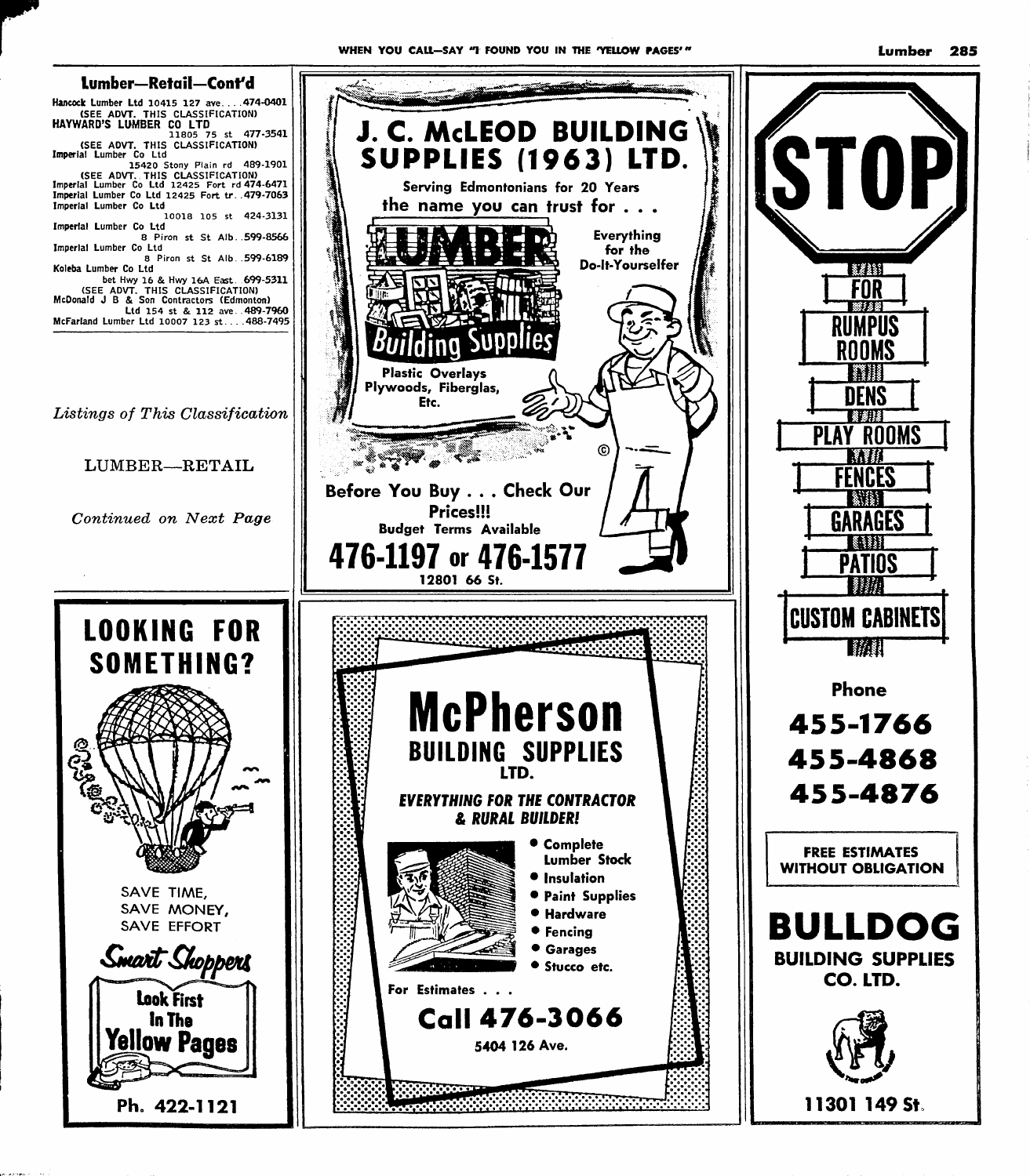## Lumber—Retail—Cont'd

Hancock Lumber Ltd 10415 127 ave....474-0401
(SEE ADVT. THIS CLASSIFICATION)

**HAYWARD'S LUMBER CO LTD**
11805 75 st 477-3541
(SEE ADVT. THIS CLASSIFICATION)

Imperial Lumber Co Ltd
15420 Stony Plain rd 489-1901
(SEE ADVT. THIS CLASSIFICATION)

Imperial Lumber Co Ltd 12425 Fort rd 474-6471

Imperial Lumber Co Ltd 12425 Fort tr..479-7063

Imperial Lumber Co Ltd
10018 105 st 424-3131

Imperial Lumber Co Ltd
8 Piron st St Alb..599-8566

Imperial Lumber Co Ltd
8 Piron st St Alb..599-6189

Koleba Lumber Co Ltd
bet Hwy 16 & Hwy 16A East. 699-5311
(SEE ADVT. THIS CLASSIFICATION)

McDonald J B & Son Contractors (Edmonton)
Ltd 154 st & 112 ave..489-7960

McFarland Lumber Ltd 10007 123 st....488-7495

*Listings of This Classification*

LUMBER—RETAIL

*Continued on Next Page*

---

**LOOKING FOR SOMETHING?**

SAVE TIME,
SAVE MONEY,
SAVE EFFORT

*Smart Shoppers*

**Look First In The Yellow Pages**

Ph. 422-1121

---

**J. C. McLEOD BUILDING SUPPLIES (1963) LTD.**

Serving Edmontonians for 20 Years

the name you can trust for . . .

LUMBER Building Supplies

Everything for the Do-It-Yourselfer

Plastic Overlays
Plywoods, Fiberglas,
Etc.

Before You Buy . . . Check Our Prices!!!

Budget Terms Available

**476-1197 or 476-1577**

12801 66 St.

---

**McPherson BUILDING SUPPLIES LTD.**

***EVERYTHING FOR THE CONTRACTOR & RURAL BUILDER!***

- Complete Lumber Stock
- Insulation
- Paint Supplies
- Hardware
- Fencing
- Garages
- Stucco etc.

For Estimates . . .

**Call 476-3066**

5404 126 Ave.

---

**STOP**

FOR
RUMPUS ROOMS
DENS
PLAY ROOMS
FENCES
GARAGES
PATIOS
CUSTOM CABINETS

Phone

**455-1766**
**455-4868**
**455-4876**

FREE ESTIMATES WITHOUT OBLIGATION

**BULLDOG BUILDING SUPPLIES CO. LTD.**

11301 149 St.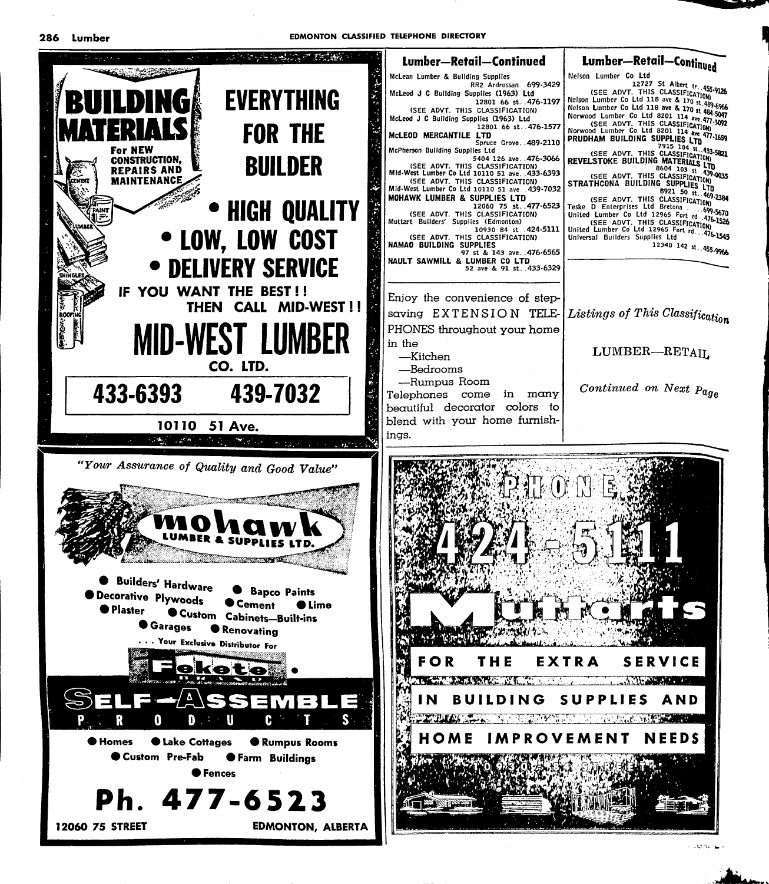# BUILDING MATERIALS

For NEW CONSTRUCTION, REPAIRS AND MAINTENANCE

CEMENT · PAINT · LUMBER · SHINGLES · ROOFING

# EVERYTHING FOR THE BUILDER

- **HIGH QUALITY**
- **LOW, LOW COST**
- **DELIVERY SERVICE**

**IF YOU WANT THE BEST!! THEN CALL MID-WEST!!**

# MID-WEST LUMBER CO. LTD.

**433-6393     439-7032**

**10110 51 Ave.**

---

*"Your Assurance of Quality and Good Value"*

# mohawk
LUMBER & SUPPLIES LTD.

- Builders' Hardware
- Bapco Paints
- Decorative Plywoods
- Cement
- Lime
- Plaster
- Custom Cabinets—Built-ins
- Garages
- Renovating

. . . Your Exclusive Distributor For

**Fekete BRAND**

# SELF-ASSEMBLE PRODUCTS

- Homes
- Lake Cottages
- Rumpus Rooms
- Custom Pre-Fab
- Farm Buildings
- Fences

# Ph. 477-6523

**12060 75 STREET     EDMONTON, ALBERTA**

---

## Lumber—Retail—Continued

McLean Lumber & Building Supplies
RR2 Ardrossan..699-3429
McLeod J C Building Supplies (1963) Ltd
12801 66 st..476-1197
(SEE ADVT. THIS CLASSIFICATION)
McLeod J C Building Supplies (1963) Ltd
12801 66 st..476-1577
**McLEOD MERCANTILE LTD**
Spruce Grove..489-2110
McPherson Building Supplies Ltd
5404 126 ave..476-3066
(SEE ADVT. THIS CLASSIFICATION)
Mid-West Lumber Co Ltd 10110 51 ave..433-6393
(SEE ADVT. THIS CLASSIFICATION)
Mid-West Lumber Co Ltd 10110 51 ave..439-7032
**MOHAWK LUMBER & SUPPLIES LTD**
12060 75 st..477-6523
(SEE ADVT. THIS CLASSIFICATION)
Muttart Builders' Supplies (Edmonton)
10930 84 st..424-5111
(SEE ADVT. THIS CLASSIFICATION)
**NAMAO BUILDING SUPPLIES**
97 st & 143 ave..476-6565
**NAULT SAWMILL & LUMBER CO LTD**
52 ave & 91 st..433-6329

## Lumber—Retail—Continued

Nelson Lumber Co Ltd
12727 St Albert tr..455-9126
(SEE ADVT. THIS CLASSIFICATION)
Nelson Lumber Co Ltd 118 ave & 170 st.489-6966
Nelson Lumber Co Ltd 118 ave & 170 st.484-5047
Norwood Lumber Co Ltd 8201 114 ave.477-3092
(SEE ADVT. THIS CLASSIFICATION)
Norwood Lumber Co Ltd 8201 114 ave.477-1659
**PRUDHAM BUILDING SUPPLIES LTD**
7915 104 st..433-5821
(SEE ADVT. THIS CLASSIFICATION)
**REVELSTOKE BUILDING MATERIALS LTD**
8604 103 st..439-0035
(SEE ADVT. THIS CLASSIFICATION)
**STRATHCONA BUILDING SUPPLIES LTD**
8921 50 st..469-2384
(SEE ADVT. THIS CLASSIFICATION)
Teske D Enterprises Ltd Bretona.....699-5670
United Lumber Co Ltd 12965 Fort rd..476-1526
(SEE ADVT. THIS CLASSIFICATION)
United Lumber Co Ltd 12965 Fort rd...476-1545
Universal Builders Supplies Ltd
12340 142 st..455-9966

---

Enjoy the convenience of step-saving EXTENSION TELEPHONES throughout your home in the
—Kitchen
—Bedrooms
—Rumpus Room
Telephones come in many beautiful decorator colors to blend with your home furnishings.

*Listings of This Classification*

LUMBER—RETAIL

*Continued on Next Page*

---

# PHONE 424-5111

# Muttarts

**FOR THE EXTRA SERVICE IN BUILDING SUPPLIES AND HOME IMPROVEMENT NEEDS**

**10930 84 STREET**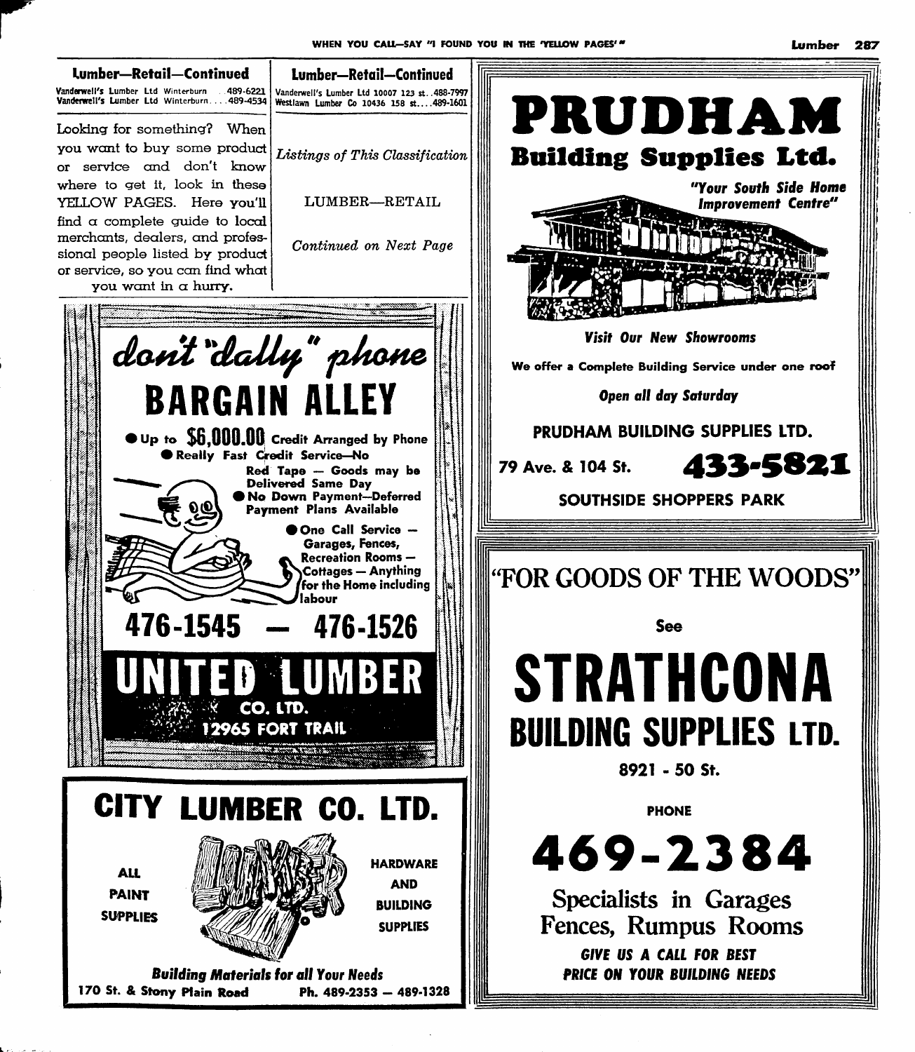## Lumber—Retail—Continued

Vanderwell's Lumber Ltd Winterburn . . 489-6221
Vanderwell's Lumber Ltd Winterburn. . . . 489-4534

Looking for something? When you want to buy some product or service and don't know where to get it, look in these YELLOW PAGES. Here you'll find a complete guide to local merchants, dealers, and professional people listed by product or service, so you can find what you want in a hurry.

## Lumber—Retail—Continued

Vanderwell's Lumber Ltd 10007 123 st. . 488-7997
Westlawn Lumber Co 10436 158 st. . . . 489-1601

*Listings of This Classification*

LUMBER—RETAIL

*Continued on Next Page*

---

*don't "dally" phone*

**BARGAIN ALLEY**

- Up to **$6,000.00** Credit Arranged by Phone
- Really Fast Credit Service—No Red Tape — Goods may be Delivered Same Day
- No Down Payment—Deferred Payment Plans Available
- One Call Service — Garages, Fences, Recreation Rooms — Cottages — Anything for the Home including labour

**476-1545 — 476-1526**

**UNITED LUMBER CO. LTD.**
**12965 FORT TRAIL**

---

**CITY LUMBER CO. LTD.**

ALL PAINT SUPPLIES

HARDWARE AND BUILDING SUPPLIES

***Building Materials for all Your Needs***

**170 St. & Stony Plain Road** **Ph. 489-2353 — 489-1328**

---

# PRUDHAM
## Building Supplies Ltd.

*"Your South Side Home Improvement Centre"*

***Visit Our New Showrooms***

**We offer a Complete Building Service under one roof**

***Open all day Saturday***

**PRUDHAM BUILDING SUPPLIES LTD.**

**79 Ave. & 104 St.** **433-5821**

**SOUTHSIDE SHOPPERS PARK**

---

"FOR GOODS OF THE WOODS"

**See**

# STRATHCONA
## BUILDING SUPPLIES LTD.

**8921 - 50 St.**

**PHONE**

**469-2384**

Specialists in Garages
Fences, Rumpus Rooms

***GIVE US A CALL FOR BEST PRICE ON YOUR BUILDING NEEDS***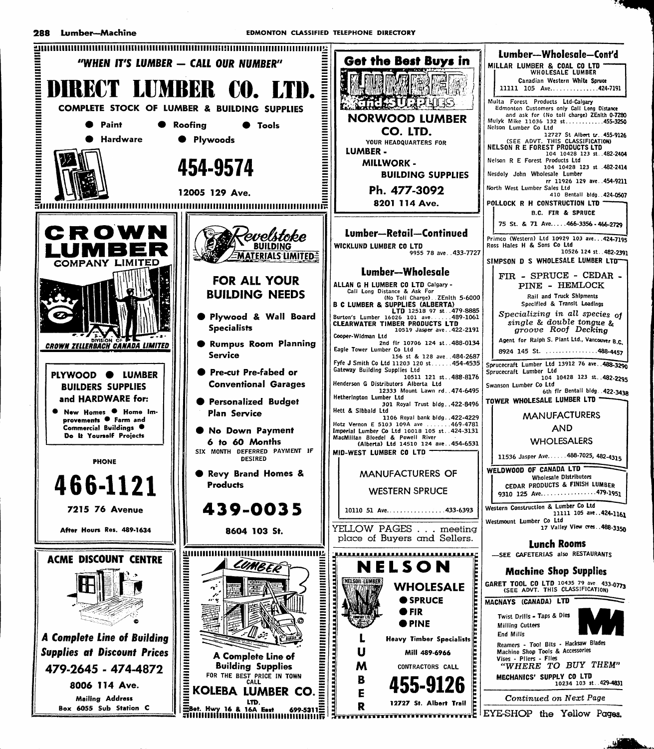"WHEN IT'S LUMBER — CALL OUR NUMBER"

# DIRECT LUMBER CO. LTD.

COMPLETE STOCK OF LUMBER & BUILDING SUPPLIES

- Paint
- Roofing
- Tools
- Hardware
- Plywoods

**454-9574**

12005 129 Ave.

---

**Get the Best Buys in LUMBER and SUPPLIES**

**NORWOOD LUMBER CO. LTD.**

YOUR HEADQUARTERS FOR

LUMBER -
MILLWORK -
BUILDING SUPPLIES

**Ph. 477-3092**

8201 114 Ave.

---

# CROWN LUMBER COMPANY LIMITED

DIVISION OF CROWN ZELLERBACH CANADA LIMITED

**PLYWOOD ● LUMBER BUILDERS SUPPLIES and HARDWARE for:**

- New Homes
- Home Improvements
- Farm and Commercial Buildings
- Do It Yourself Projects

PHONE

**466-1121**

7215 76 Avenue

After Hours Res. 489-1634

---

**Revelstoke BUILDING MATERIALS LIMITED**

**FOR ALL YOUR BUILDING NEEDS**

- Plywood & Wall Board Specialists
- Rumpus Room Planning Service
- Pre-cut Pre-fabed or Conventional Garages
- Personalized Budget Plan Service
- No Down Payment 6 to 60 Months

SIX MONTH DEFERRED PAYMENT IF DESIRED

- Revy Brand Homes & Products

**439-0035**

8604 103 St.

---

**ACME DISCOUNT CENTRE**

*A Complete Line of Building Supplies at Discount Prices*

**479-2645 - 474-4872**

8006 114 Ave.

Mailing Address
Box 6055 Sub Station C

---

LUMBER

A Complete Line of Building Supplies

FOR THE BEST PRICE IN TOWN CALL

**KOLEBA LUMBER CO. LTD.**

Bet. Hwy 16 & 16A East 699-5311

---

## Lumber—Retail—Continued

WICKLUND LUMBER CO LTD 9955 78 ave..433-7727

## Lumber—Wholesale

ALLAN G H LUMBER CO LTD Calgary - Call Long Distance & Ask For (No Toll Charge)..ZEnith 5-6000
B C LUMBER & SUPPLIES (ALBERTA) LTD 12518 97 st..479-8885
Burton's Lumber 16026 101 ave......489-1061
CLEARWATER TIMBER PRODUCTS LTD 10519 Jasper ave..422-2191
Cooper-Widman Ltd 2nd flr 10706 124 st..488-0134
Eagle Tower Lumber Co Ltd 156 st & 128 ave..484-2687
Fyfe J Smith Co Ltd 11203 120 st......454-4535
Gateway Building Supplies Ltd 10511 121 st..488-8176
Henderson G Distributors Alberta Ltd 12333 Mount Lawn rd..474-6495
Hetherington Lumber Ltd 301 Royal Trust bldg..422-8496
Hett & Sibbald Ltd 1106 Royal bank bldg..422-4229
Hotz Vernon E 5103 109A ave .......469-4781
Imperial Lumber Co Ltd 10018 105 st..424-3131
MacMillan Bloedel & Powell River (Alberta) Ltd 14510 124 ave..454-6531

MID-WEST LUMBER CO LTD
MANUFACTURERS OF WESTERN SPRUCE
10110 51 Ave.................433-6393

YELLOW PAGES . . . meeting place of Buyers and Sellers.

---

**NELSON WHOLESALE LUMBER**

- SPRUCE
- FIR
- PINE

Heavy Timber Specialists

Mill 489-6966

CONTRACTORS CALL

**455-9126**

12727 St. Albert Trail

---

## Lumber—Wholesale—Cont'd

MILLAR LUMBER & COAL CO LTD
WHOLESALE LUMBER
Canadian Western White Spruce
11111 105 Ave...............424-7191

Multa Forest Products Ltd-Calgary Edmonton Customers only Call Long Distance and ask for (No toll charge) ZEnith 0-7280
Mulyk Mike 11036 132 st............455-3250
Nelson Lumber Co Ltd 12727 St Albert tr..455-9126 (SEE ADVT. THIS CLASSIFICATION)
NELSON R E FOREST PRODUCTS LTD 104 10428 123 st..482-2404
Nelson R E Forest Products Ltd 104 10428 123 st..482-2414
Nesdoly John Wholesale Lumber rr 11926 129 ave..454-9211
North West Lumber Sales Ltd 410 Bentall bldg..424-0507

POLLOCK R H CONSTRUCTION LTD
B.C. FIR & SPRUCE
75 St. & 71 Ave.....466-3356 - 466-2729

Primco (Western) Ltd 10929 103 ave...424-7195
Ross Hales H & Sons Co Ltd 10526 124 st..482-2391

SIMPSON D S WHOLESALE LUMBER LTD
FIR - SPRUCE - CEDAR - PINE - HEMLOCK
Rail and Truck Shipments
Specified & Transit Loadings
*Specializing in all species of single & double tongue & groove Roof Decking*
Agent for Ralph S. Plant Ltd., Vancouver B.C.
8924 145 St. ................488-4457

Sprucecraft Lumber Ltd 13912 76 ave..488-3290
Sprucecraft Lumber Ltd 104 10428 123 st..482-2295
Swanson Lumber Co Ltd 6th flr Bentall bldg..422-3438

TOWER WHOLESALE LUMBER LTD
MANUFACTURERS AND WHOLESALERS
11536 Jasper Ave......488-7025, 482-4315

WELDWOOD OF CANADA LTD
Wholesale Distributors
CEDAR PRODUCTS & FINISH LUMBER
9310 125 Ave.................479-1951

Western Construction & Lumber Co Ltd 11111 105 ave..424-1161
Westmount Lumber Co Ltd 17 Valley View cres..488-3350

## Lunch Rooms

—SEE CAFETERIAS also RESTAURANTS

## Machine Shop Supplies

GARET TOOL CO LTD 10435 79 ave 433-0773 (SEE ADVT. THIS CLASSIFICATION)

MACNAYS (CANADA) LTD
Twist Drills - Taps & Dies
Milling Cutters
End Mills
Reamers - Tool Bits - Hacksaw Blades
Machine Shop Tools & Accessories
Vises - Pliers - Files
*"WHERE TO BUY THEM"*
MECHANICS' SUPPLY CO LTD 10234 103 st..429-4831

*Continued on Next Page*

EYE-SHOP the Yellow Pages.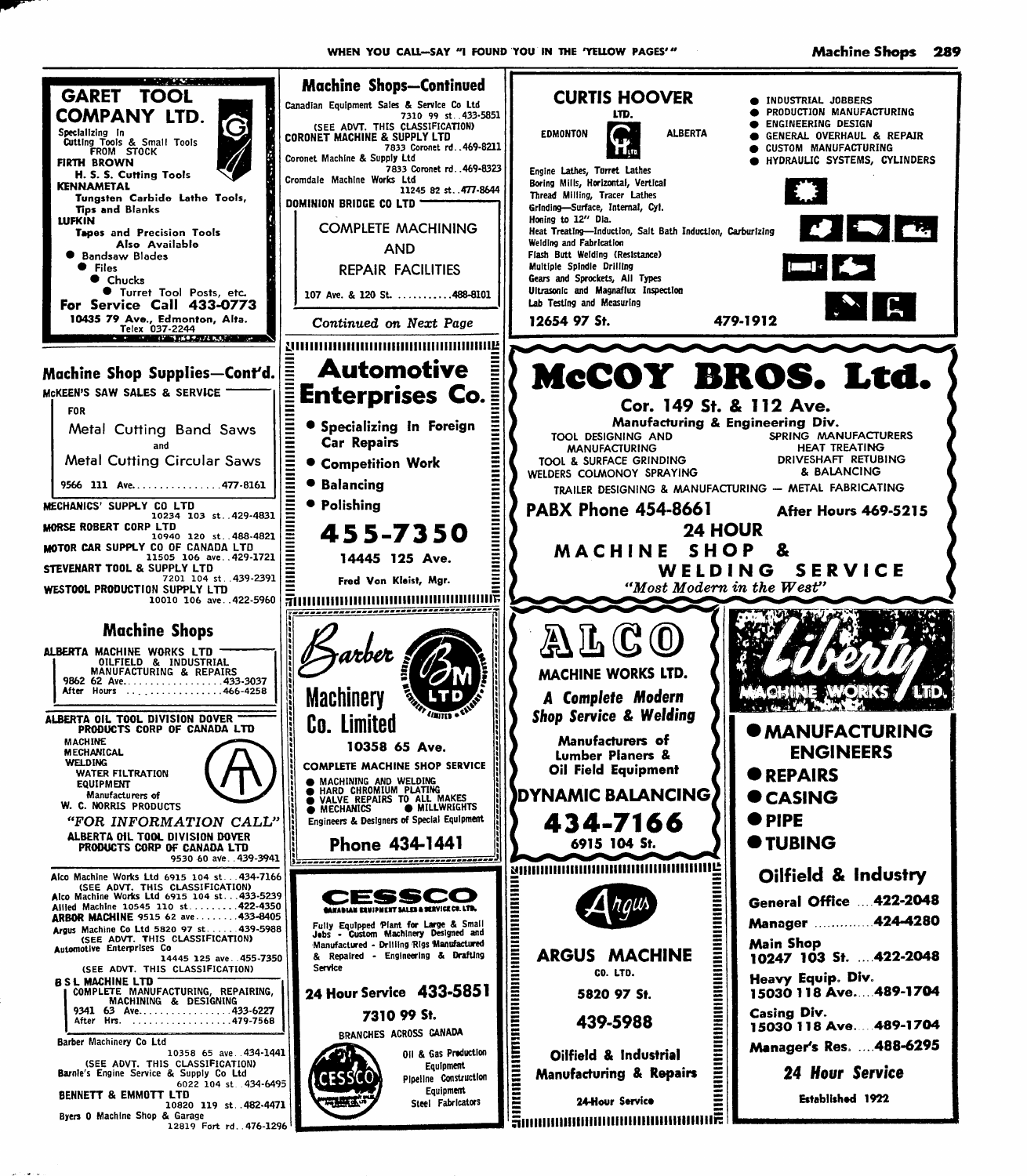**GARET TOOL COMPANY LTD.**

Specializing in Cutting Tools & Small Tools FROM STOCK

**FIRTH BROWN**
H. S. S. Cutting Tools

**KENNAMETAL**
Tungsten Carbide Lathe Tools, Tips and Blanks

**LUFKIN**
Tapes and Precision Tools

Also Available
- Bandsaw Blades
- Files
- Chucks
- Turret Tool Posts, etc.

**For Service Call 433-0773**

10435 79 Ave., Edmonton, Alta.
Telex 037-2244

## Machine Shop Supplies—Cont'd.

McKEEN'S SAW SALES & SERVICE

FOR
Metal Cutting Band Saws
and
Metal Cutting Circular Saws

9566 111 Ave................477-8161

MECHANICS' SUPPLY CO LTD 10234 103 st..429-4831
MORSE ROBERT CORP LTD 10940 120 st..488-4821
MOTOR CAR SUPPLY CO OF CANADA LTD 11505 106 ave..429-1721
STEVENART TOOL & SUPPLY LTD 7201 104 st..439-2391
WESTOOL PRODUCTION SUPPLY LTD 10010 106 ave..422-5960

## Machine Shops

ALBERTA MACHINE WORKS LTD
OILFIELD & INDUSTRIAL MANUFACTURING & REPAIRS
9862 62 Ave..................433-3037
After Hours ..................466-4258

ALBERTA OIL TOOL DIVISION DOVER PRODUCTS CORP OF CANADA LTD
MACHINE
MECHANICAL
WELDING
WATER FILTRATION EQUIPMENT
Manufacturers of
W. C. NORRIS PRODUCTS

*"FOR INFORMATION CALL"*

ALBERTA OIL TOOL DIVISION DOVER PRODUCTS CORP OF CANADA LTD 9530 60 ave..439-3941

Alco Machine Works Ltd 6915 104 st...434-7166
(SEE ADVT. THIS CLASSIFICATION)
Alco Machine Works Ltd 6915 104 st...433-5239
Allied Machine 10545 110 st.........422-4350
ARBOR MACHINE 9515 62 ave........433-8405
Argus Machine Co Ltd 5820 97 st......439-5988
(SEE ADVT. THIS CLASSIFICATION)
Automotive Enterprises Co 14445 125 ave..455-7350
(SEE ADVT. THIS CLASSIFICATION)

B S L MACHINE LTD
COMPLETE MANUFACTURING, REPAIRING, MACHINING & DESIGNING
9341 63 Ave..................433-6227
After Hrs. ..................479-7568

Barber Machinery Co Ltd 10358 65 ave..434-1441
(SEE ADVT. THIS CLASSIFICATION)
Barnie's Engine Service & Supply Co Ltd 6022 104 st..434-6495
BENNETT & EMMOTT LTD 10820 119 st..482-4471
Byers O Machine Shop & Garage 12819 Fort rd..476-1296

## Machine Shops—Continued

Canadian Equipment Sales & Service Co Ltd 7310 99 st..433-5851
(SEE ADVT. THIS CLASSIFICATION)
CORONET MACHINE & SUPPLY LTD 7833 Coronet rd..469-8211
Coronet Machine & Supply Ltd 7833 Coronet rd..469-8323
Cromdale Machine Works Ltd 11245 82 st..477-8644

DOMINION BRIDGE CO LTD

COMPLETE MACHINING AND REPAIR FACILITIES

107 Ave. & 120 St. ...........488-8101

*Continued on Next Page*

**Automotive Enterprises Co.**

- Specializing In Foreign Car Repairs
- Competition Work
- Balancing
- Polishing

**455-7350**

14445 125 Ave.

Fred Von Kleist, Mgr.

**Barber Machinery Co. Limited**

10358 65 Ave.

COMPLETE MACHINE SHOP SERVICE

- MACHINING AND WELDING
- HARD CHROMIUM PLATING
- VALVE REPAIRS TO ALL MAKES
- MECHANICS
- MILLWRIGHTS

Engineers & Designers of Special Equipment

**Phone 434-1441**

**CESSCO**
CANADIAN EQUIPMENT SALES & SERVICE CO. LTD.

Fully Equipped Plant for Large & Small Jobs - Custom Machinery Designed and Manufactured - Drilling Rigs Manufactured & Repaired - Engineering & Drafting Service

**24 Hour Service 433-5851**

**7310 99 St.**

BRANCHES ACROSS CANADA

Oil & Gas Production Equipment
Pipeline Construction Equipment
Steel Fabricators

**CURTIS HOOVER LTD.**

EDMONTON ALBERTA

- INDUSTRIAL JOBBERS
- PRODUCTION MANUFACTURING
- ENGINEERING DESIGN
- GENERAL OVERHAUL & REPAIR
- CUSTOM MANUFACTURING
- HYDRAULIC SYSTEMS, CYLINDERS

Engine Lathes, Turret Lathes
Boring Mills, Horizontal, Vertical
Thread Milling, Tracer Lathes
Grinding—Surface, Internal, Cyl.
Honing to 12" Dia.
Heat Treating—Induction, Salt Bath Induction, Carburizing
Welding and Fabrication
Flash Butt Welding (Resistance)
Multiple Spindle Drilling
Gears and Sprockets, All Types
Ultrasonic and Magnaflux Inspection
Lab Testing and Measuring

12654 97 St. 479-1912

**McCOY BROS. Ltd.**

**Cor. 149 St. & 112 Ave.**

**Manufacturing & Engineering Div.**

TOOL DESIGNING AND MANUFACTURING
TOOL & SURFACE GRINDING
WELDERS COLMONOY SPRAYING
SPRING MANUFACTURERS
HEAT TREATING
DRIVESHAFT RETUBING & BALANCING
TRAILER DESIGNING & MANUFACTURING — METAL FABRICATING

**PABX Phone 454-8661** **After Hours 469-5215**

**24 HOUR MACHINE SHOP & WELDING SERVICE**

*"Most Modern in the West"*

**ALCO MACHINE WORKS LTD.**

*A Complete Modern Shop Service & Welding*

Manufacturers of Lumber Planers & Oil Field Equipment

**DYNAMIC BALANCING**

**434-7166**

6915 104 St.

**Liberty MACHINE WORKS LTD.**

- MANUFACTURING ENGINEERS
- REPAIRS
- CASING
- PIPE
- TUBING

**Oilfield & Industry**

General Office ....422-2048
Manager ..............424-4280
Main Shop 10247 103 St. ....422-2048
Heavy Equip. Div. 15030 118 Ave....489-1704
Casing Div. 15030 118 Ave....489-1704
Manager's Res. ....488-6295

***24 Hour Service***

Established 1922

**Argus**

**ARGUS MACHINE CO. LTD.**

5820 97 St.

**439-5988**

Oilfield & Industrial Manufacturing & Repairs

24-Hour Service